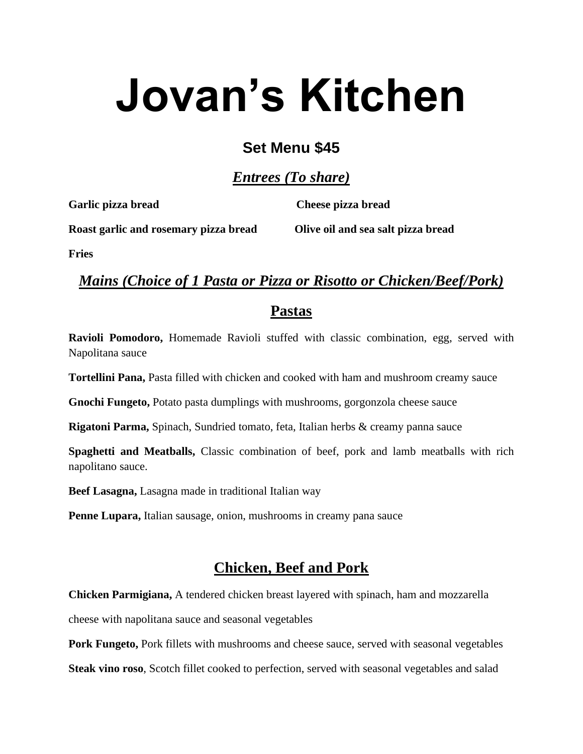# Jovan's Kitchen

## Set Menu $45

### ***Entrees (To share)***

**Garlic pizza bread**

**Cheese pizza bread**

**Roast garlic and rosemary pizza bread**

**Olive oil and sea salt pizza bread**

**Fries**

### ***Mains (Choice of 1 Pasta or Pizza or Risotto or Chicken/Beef/Pork)***

### Pastas

**Ravioli Pomodoro,** Homemade Ravioli stuffed with classic combination, egg, served with Napolitana sauce

**Tortellini Pana,** Pasta filled with chicken and cooked with ham and mushroom creamy sauce

**Gnochi Fungeto,** Potato pasta dumplings with mushrooms, gorgonzola cheese sauce

**Rigatoni Parma,** Spinach, Sundried tomato, feta, Italian herbs & creamy panna sauce

**Spaghetti and Meatballs,** Classic combination of beef, pork and lamb meatballs with rich napolitano sauce.

**Beef Lasagna,** Lasagna made in traditional Italian way

**Penne Lupara,** Italian sausage, onion, mushrooms in creamy pana sauce

### Chicken, Beef and Pork

**Chicken Parmigiana,** A tendered chicken breast layered with spinach, ham and mozzarella cheese with napolitana sauce and seasonal vegetables

**Pork Fungeto,** Pork fillets with mushrooms and cheese sauce, served with seasonal vegetables

**Steak vino roso**, Scotch fillet cooked to perfection, served with seasonal vegetables and salad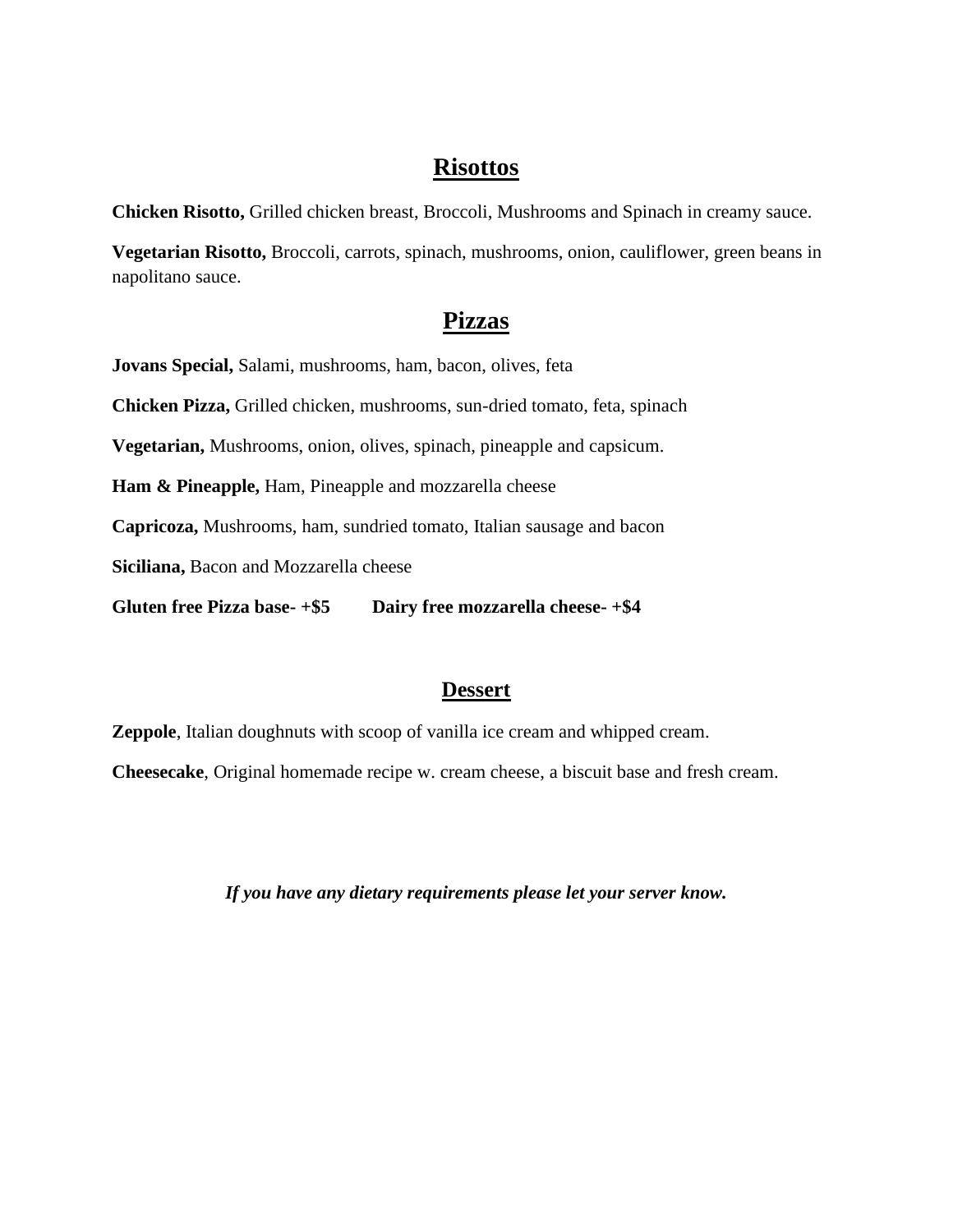## Risottos

**Chicken Risotto,** Grilled chicken breast, Broccoli, Mushrooms and Spinach in creamy sauce.

**Vegetarian Risotto,** Broccoli, carrots, spinach, mushrooms, onion, cauliflower, green beans in napolitano sauce.

## Pizzas

**Jovans Special,** Salami, mushrooms, ham, bacon, olives, feta

**Chicken Pizza,** Grilled chicken, mushrooms, sun-dried tomato, feta, spinach

**Vegetarian,** Mushrooms, onion, olives, spinach, pineapple and capsicum.

**Ham & Pineapple,** Ham, Pineapple and mozzarella cheese

**Capricoza,** Mushrooms, ham, sundried tomato, Italian sausage and bacon

**Siciliana,** Bacon and Mozzarella cheese

**Gluten free Pizza base- +$5** **Dairy free mozzarella cheese- +$4**

## Dessert

**Zeppole**, Italian doughnuts with scoop of vanilla ice cream and whipped cream.

**Cheesecake**, Original homemade recipe w. cream cheese, a biscuit base and fresh cream.

***If you have any dietary requirements please let your server know.***